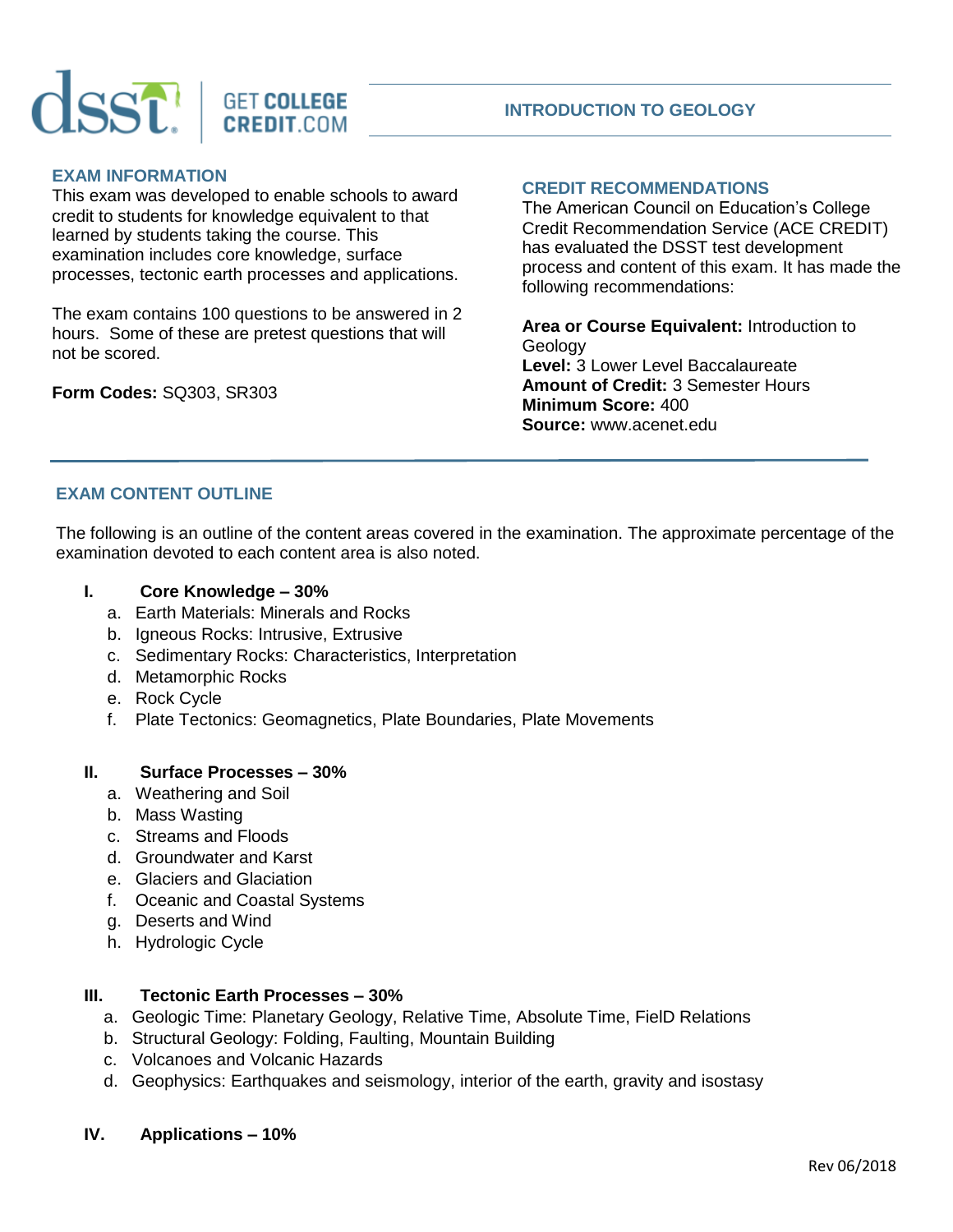# INTRODUCTION TO GEOLOGY

## EXAM INFORMATION

This exam was developed to enable schools to award credit to students for knowledge equivalent to that learned by students taking the course. This examination includes core knowledge, surface processes, tectonic earth processes and applications.

The exam contains 100 questions to be answered in 2 hours. Some of these are pretest questions that will not be scored.

**Form Codes:** SQ303, SR303

## CREDIT RECOMMENDATIONS

The American Council on Education's College Credit Recommendation Service (ACE CREDIT) has evaluated the DSST test development process and content of this exam. It has made the following recommendations:

**Area or Course Equivalent:** Introduction to Geology
**Level:** 3 Lower Level Baccalaureate
**Amount of Credit:** 3 Semester Hours
**Minimum Score:** 400
**Source:** www.acenet.edu

## EXAM CONTENT OUTLINE

The following is an outline of the content areas covered in the examination. The approximate percentage of the examination devoted to each content area is also noted.

**I. Core Knowledge – 30%**

a. Earth Materials: Minerals and Rocks
b. Igneous Rocks: Intrusive, Extrusive
c. Sedimentary Rocks: Characteristics, Interpretation
d. Metamorphic Rocks
e. Rock Cycle
f. Plate Tectonics: Geomagnetics, Plate Boundaries, Plate Movements

**II. Surface Processes – 30%**

a. Weathering and Soil
b. Mass Wasting
c. Streams and Floods
d. Groundwater and Karst
e. Glaciers and Glaciation
f. Oceanic and Coastal Systems
g. Deserts and Wind
h. Hydrologic Cycle

**III. Tectonic Earth Processes – 30%**

a. Geologic Time: Planetary Geology, Relative Time, Absolute Time, FielD Relations
b. Structural Geology: Folding, Faulting, Mountain Building
c. Volcanoes and Volcanic Hazards
d. Geophysics: Earthquakes and seismology, interior of the earth, gravity and isostasy

**IV. Applications – 10%**

Rev 06/2018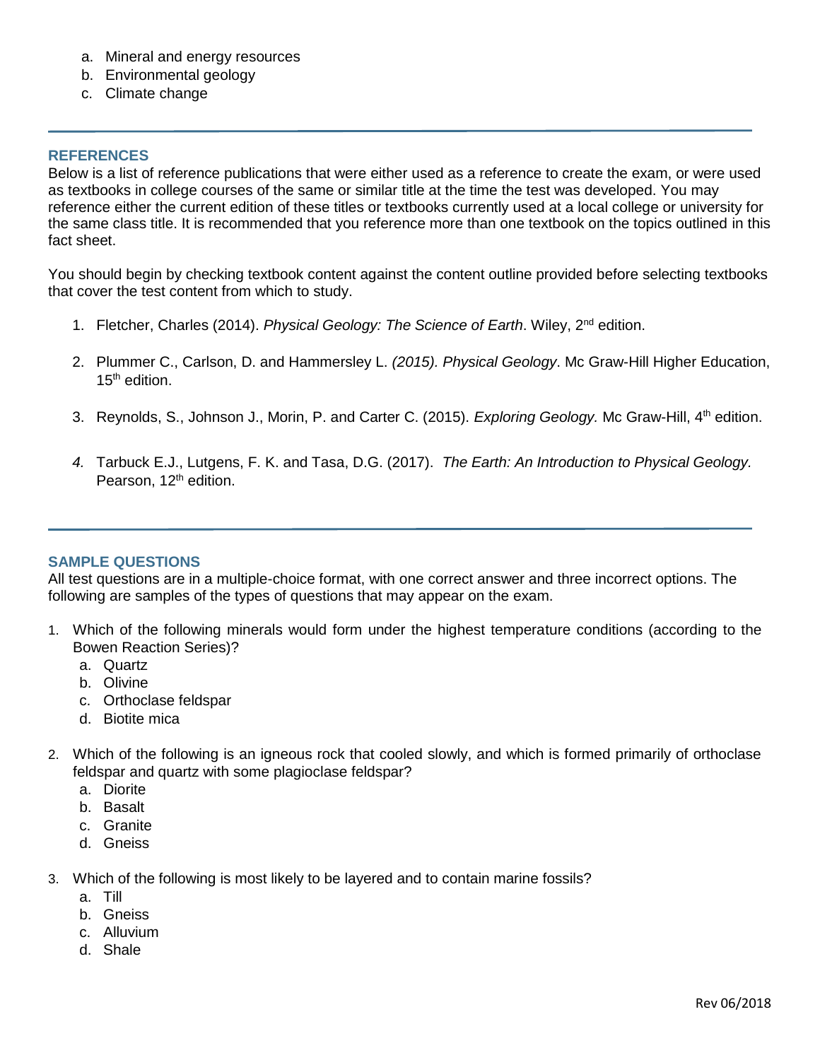a. Mineral and energy resources
b. Environmental geology
c. Climate change

## REFERENCES

Below is a list of reference publications that were either used as a reference to create the exam, or were used as textbooks in college courses of the same or similar title at the time the test was developed. You may reference either the current edition of these titles or textbooks currently used at a local college or university for the same class title. It is recommended that you reference more than one textbook on the topics outlined in this fact sheet.

You should begin by checking textbook content against the content outline provided before selecting textbooks that cover the test content from which to study.

1. Fletcher, Charles (2014). *Physical Geology: The Science of Earth*. Wiley, 2nd edition.

2. Plummer C., Carlson, D. and Hammersley L. *(2015). Physical Geology*. Mc Graw-Hill Higher Education, 15th edition.

3. Reynolds, S., Johnson J., Morin, P. and Carter C. (2015). *Exploring Geology.* Mc Graw-Hill, 4th edition.

4. Tarbuck E.J., Lutgens, F. K. and Tasa, D.G. (2017). *The Earth: An Introduction to Physical Geology.* Pearson, 12th edition.

## SAMPLE QUESTIONS

All test questions are in a multiple-choice format, with one correct answer and three incorrect options. The following are samples of the types of questions that may appear on the exam.

1. Which of the following minerals would form under the highest temperature conditions (according to the Bowen Reaction Series)?
   a. Quartz
   b. Olivine
   c. Orthoclase feldspar
   d. Biotite mica

2. Which of the following is an igneous rock that cooled slowly, and which is formed primarily of orthoclase feldspar and quartz with some plagioclase feldspar?
   a. Diorite
   b. Basalt
   c. Granite
   d. Gneiss

3. Which of the following is most likely to be layered and to contain marine fossils?
   a. Till
   b. Gneiss
   c. Alluvium
   d. Shale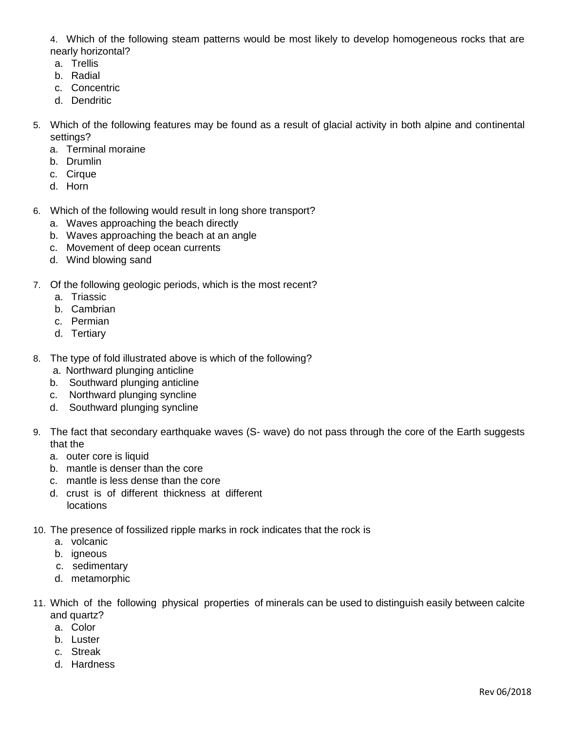4. Which of the following steam patterns would be most likely to develop homogeneous rocks that are nearly horizontal?
   a. Trellis
   b. Radial
   c. Concentric
   d. Dendritic

5. Which of the following features may be found as a result of glacial activity in both alpine and continental settings?
   a. Terminal moraine
   b. Drumlin
   c. Cirque
   d. Horn

6. Which of the following would result in long shore transport?
   a. Waves approaching the beach directly
   b. Waves approaching the beach at an angle
   c. Movement of deep ocean currents
   d. Wind blowing sand

7. Of the following geologic periods, which is the most recent?
   a. Triassic
   b. Cambrian
   c. Permian
   d. Tertiary

8. The type of fold illustrated above is which of the following?
   a. Northward plunging anticline
   b. Southward plunging anticline
   c. Northward plunging syncline
   d. Southward plunging syncline

9. The fact that secondary earthquake waves (S- wave) do not pass through the core of the Earth suggests that the
   a. outer core is liquid
   b. mantle is denser than the core
   c. mantle is less dense than the core
   d. crust is of different thickness at different locations

10. The presence of fossilized ripple marks in rock indicates that the rock is
    a. volcanic
    b. igneous
    c. sedimentary
    d. metamorphic

11. Which of the following physical properties of minerals can be used to distinguish easily between calcite and quartz?
    a. Color
    b. Luster
    c. Streak
    d. Hardness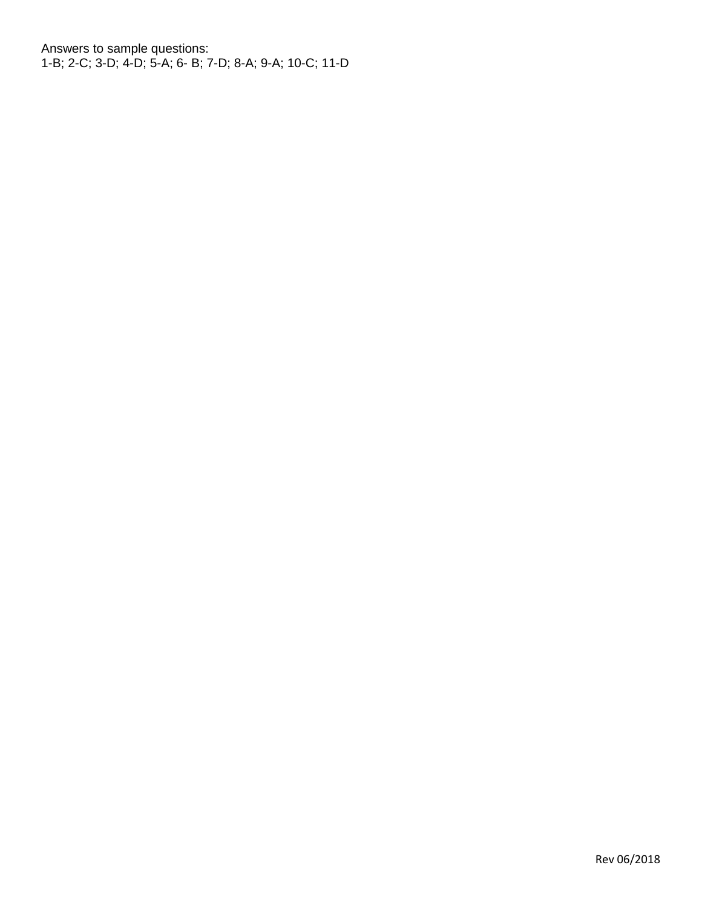Answers to sample questions:

1-B; 2-C; 3-D; 4-D; 5-A; 6- B; 7-D; 8-A; 9-A; 10-C; 11-D

Rev 06/2018